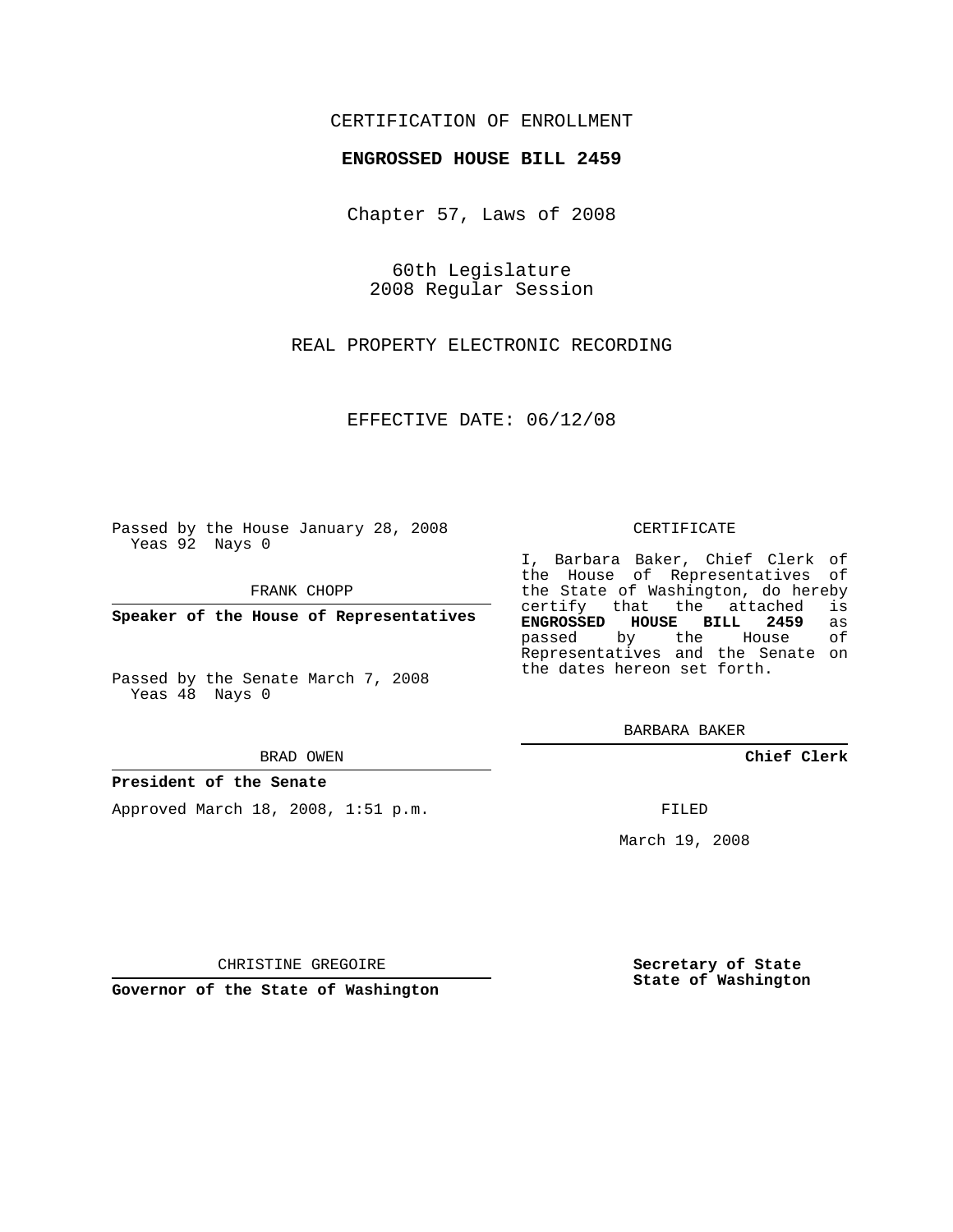CERTIFICATION OF ENROLLMENT

**ENGROSSED HOUSE BILL 2459**

Chapter 57, Laws of 2008

60th Legislature
2008 Regular Session

REAL PROPERTY ELECTRONIC RECORDING

EFFECTIVE DATE: 06/12/08

Passed by the House January 28, 2008
Yeas 92 Nays 0

FRANK CHOPP

**Speaker of the House of Representatives**

Passed by the Senate March 7, 2008
Yeas 48 Nays 0

BRAD OWEN

**President of the Senate**

Approved March 18, 2008, 1:51 p.m.

CHRISTINE GREGOIRE

**Governor of the State of Washington**

CERTIFICATE

I, Barbara Baker, Chief Clerk of the House of Representatives of the State of Washington, do hereby certify that the attached is **ENGROSSED HOUSE BILL 2459** as passed by the House of Representatives and the Senate on the dates hereon set forth.

BARBARA BAKER

**Chief Clerk**

FILED

March 19, 2008

**Secretary of State**
**State of Washington**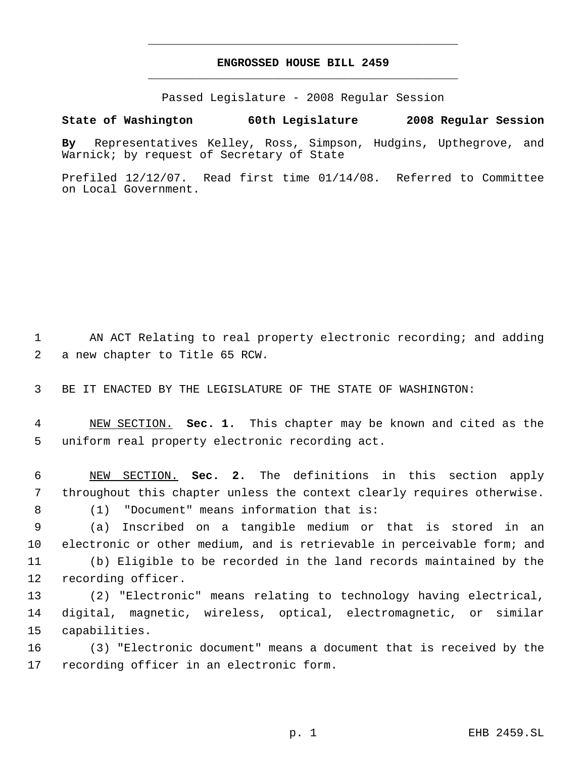# ENGROSSED HOUSE BILL 2459

Passed Legislature - 2008 Regular Session

**State of Washington 60th Legislature 2008 Regular Session**

**By** Representatives Kelley, Ross, Simpson, Hudgins, Upthegrove, and Warnick; by request of Secretary of State

Prefiled 12/12/07. Read first time 01/14/08. Referred to Committee on Local Government.

AN ACT Relating to real property electronic recording; and adding a new chapter to Title 65 RCW.

BE IT ENACTED BY THE LEGISLATURE OF THE STATE OF WASHINGTON:

NEW SECTION. **Sec. 1.** This chapter may be known and cited as the uniform real property electronic recording act.

NEW SECTION. **Sec. 2.** The definitions in this section apply throughout this chapter unless the context clearly requires otherwise.

(1) "Document" means information that is:

(a) Inscribed on a tangible medium or that is stored in an electronic or other medium, and is retrievable in perceivable form; and

(b) Eligible to be recorded in the land records maintained by the recording officer.

(2) "Electronic" means relating to technology having electrical, digital, magnetic, wireless, optical, electromagnetic, or similar capabilities.

(3) "Electronic document" means a document that is received by the recording officer in an electronic form.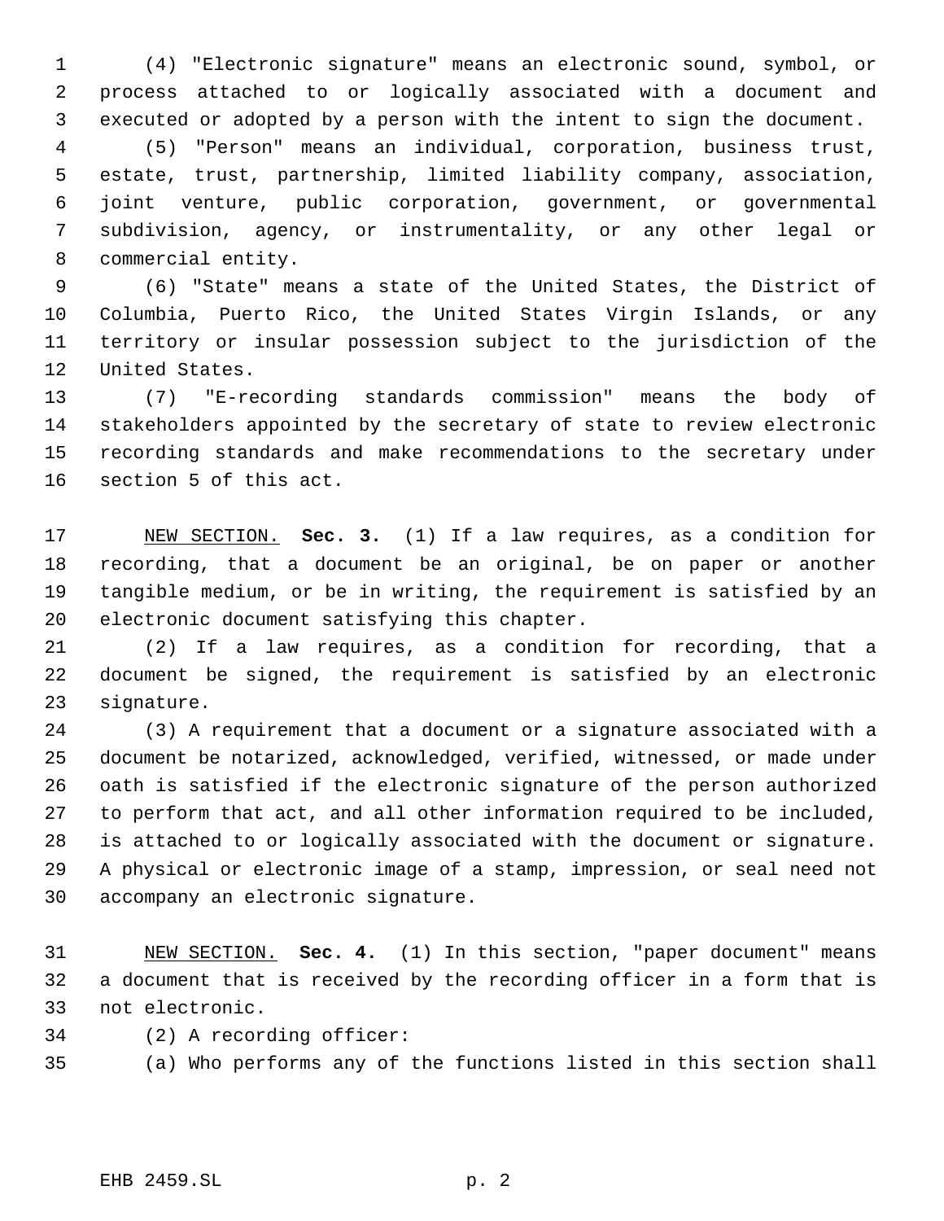(4) "Electronic signature" means an electronic sound, symbol, or process attached to or logically associated with a document and executed or adopted by a person with the intent to sign the document.

(5) "Person" means an individual, corporation, business trust, estate, trust, partnership, limited liability company, association, joint venture, public corporation, government, or governmental subdivision, agency, or instrumentality, or any other legal or commercial entity.

(6) "State" means a state of the United States, the District of Columbia, Puerto Rico, the United States Virgin Islands, or any territory or insular possession subject to the jurisdiction of the United States.

(7) "E-recording standards commission" means the body of stakeholders appointed by the secretary of state to review electronic recording standards and make recommendations to the secretary under section 5 of this act.

NEW SECTION. **Sec. 3.** (1) If a law requires, as a condition for recording, that a document be an original, be on paper or another tangible medium, or be in writing, the requirement is satisfied by an electronic document satisfying this chapter.

(2) If a law requires, as a condition for recording, that a document be signed, the requirement is satisfied by an electronic signature.

(3) A requirement that a document or a signature associated with a document be notarized, acknowledged, verified, witnessed, or made under oath is satisfied if the electronic signature of the person authorized to perform that act, and all other information required to be included, is attached to or logically associated with the document or signature. A physical or electronic image of a stamp, impression, or seal need not accompany an electronic signature.

NEW SECTION. **Sec. 4.** (1) In this section, "paper document" means a document that is received by the recording officer in a form that is not electronic.

(2) A recording officer:

(a) Who performs any of the functions listed in this section shall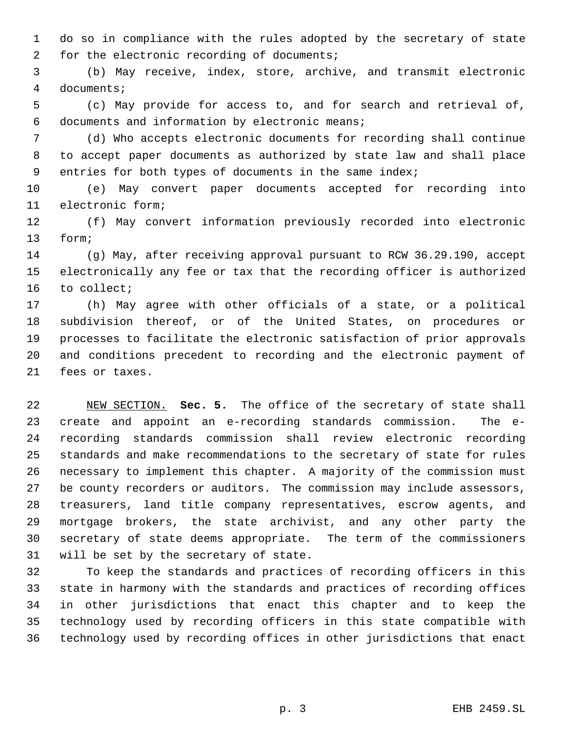do so in compliance with the rules adopted by the secretary of state for the electronic recording of documents;

(b) May receive, index, store, archive, and transmit electronic documents;

(c) May provide for access to, and for search and retrieval of, documents and information by electronic means;

(d) Who accepts electronic documents for recording shall continue to accept paper documents as authorized by state law and shall place entries for both types of documents in the same index;

(e) May convert paper documents accepted for recording into electronic form;

(f) May convert information previously recorded into electronic form;

(g) May, after receiving approval pursuant to RCW 36.29.190, accept electronically any fee or tax that the recording officer is authorized to collect;

(h) May agree with other officials of a state, or a political subdivision thereof, or of the United States, on procedures or processes to facilitate the electronic satisfaction of prior approvals and conditions precedent to recording and the electronic payment of fees or taxes.

NEW SECTION. **Sec. 5.** The office of the secretary of state shall create and appoint an e-recording standards commission. The e-recording standards commission shall review electronic recording standards and make recommendations to the secretary of state for rules necessary to implement this chapter. A majority of the commission must be county recorders or auditors. The commission may include assessors, treasurers, land title company representatives, escrow agents, and mortgage brokers, the state archivist, and any other party the secretary of state deems appropriate. The term of the commissioners will be set by the secretary of state.

To keep the standards and practices of recording officers in this state in harmony with the standards and practices of recording offices in other jurisdictions that enact this chapter and to keep the technology used by recording officers in this state compatible with technology used by recording offices in other jurisdictions that enact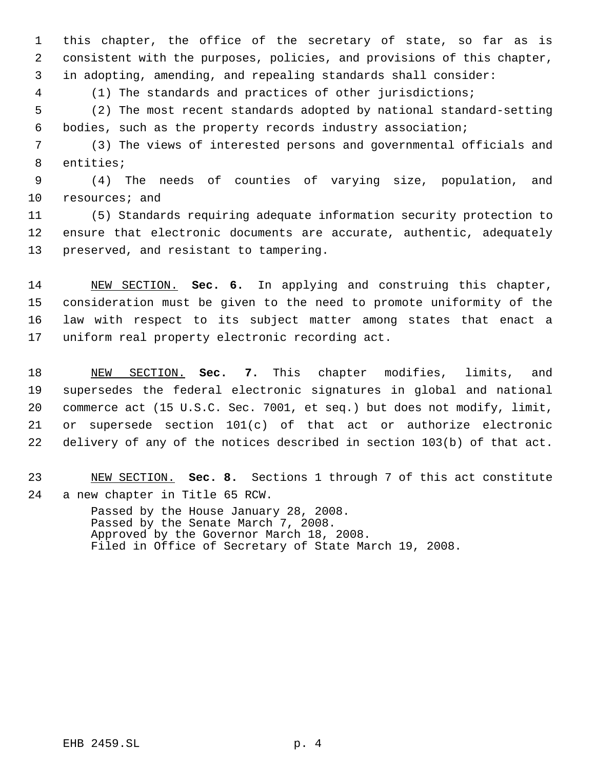this chapter, the office of the secretary of state, so far as is consistent with the purposes, policies, and provisions of this chapter, in adopting, amending, and repealing standards shall consider:

(1) The standards and practices of other jurisdictions;

(2) The most recent standards adopted by national standard-setting bodies, such as the property records industry association;

(3) The views of interested persons and governmental officials and entities;

(4) The needs of counties of varying size, population, and resources; and

(5) Standards requiring adequate information security protection to ensure that electronic documents are accurate, authentic, adequately preserved, and resistant to tampering.

NEW SECTION. **Sec. 6.** In applying and construing this chapter, consideration must be given to the need to promote uniformity of the law with respect to its subject matter among states that enact a uniform real property electronic recording act.

NEW SECTION. **Sec. 7.** This chapter modifies, limits, and supersedes the federal electronic signatures in global and national commerce act (15 U.S.C. Sec. 7001, et seq.) but does not modify, limit, or supersede section 101(c) of that act or authorize electronic delivery of any of the notices described in section 103(b) of that act.

NEW SECTION. **Sec. 8.** Sections 1 through 7 of this act constitute a new chapter in Title 65 RCW.

Passed by the House January 28, 2008.
Passed by the Senate March 7, 2008.
Approved by the Governor March 18, 2008.
Filed in Office of Secretary of State March 19, 2008.